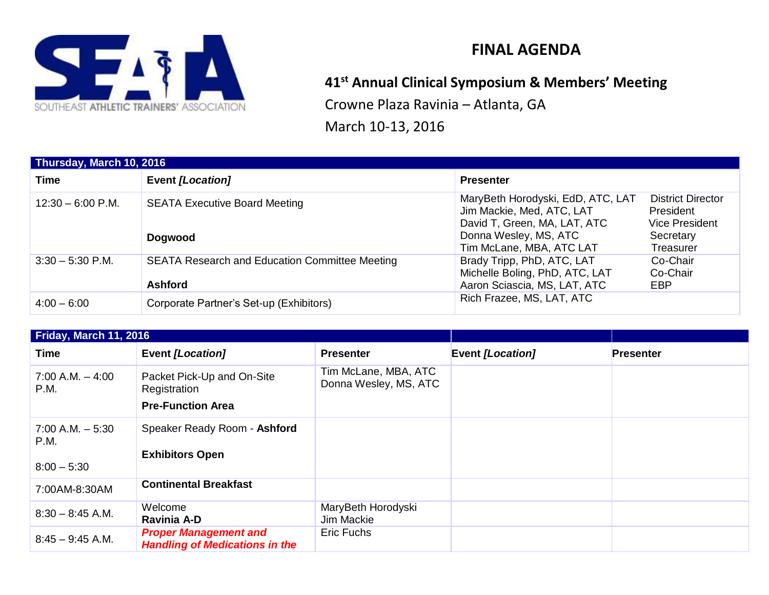SOUTHEAST ATHLETIC TRAINERS' ASSOCIATION

# FINAL AGENDA

## 41st Annual Clinical Symposium & Members' Meeting

Crowne Plaza Ravinia – Atlanta, GA

March 10-13, 2016

| Thursday, March 10, 2016 | | | |
|---|---|---|---|
| **Time** | **Event *[Location]*** | **Presenter** | |
| 12:30 – 6:00 P.M. | SEATA Executive Board Meeting<br>**Dogwood** | MaryBeth Horodyski, EdD, ATC, LAT<br>Jim Mackie, Med, ATC, LAT<br>David T, Green, MA, LAT, ATC<br>Donna Wesley, MS, ATC<br>Tim McLane, MBA, ATC LAT | District Director<br>President<br>Vice President<br>Secretary<br>Treasurer |
| 3:30 – 5:30 P.M. | SEATA Research and Education Committee Meeting<br>**Ashford** | Brady Tripp, PhD, ATC, LAT<br>Michelle Boling, PhD, ATC, LAT<br>Aaron Sciascia, MS, LAT, ATC | Co-Chair<br>Co-Chair<br>EBP |
| 4:00 – 6:00 | Corporate Partner's Set-up (Exhibitors) | Rich Frazee, MS, LAT, ATC | |

| Friday, March 11, 2016 | | | | |
|---|---|---|---|---|
| **Time** | **Event *[Location]*** | **Presenter** | **Event *[Location]*** | **Presenter** |
| 7:00 A.M. – 4:00 P.M. | Packet Pick-Up and On-Site Registration<br>**Pre-Function Area** | Tim McLane, MBA, ATC<br>Donna Wesley, MS, ATC | | |
| 7:00 A.M. – 5:30 P.M.<br>8:00 – 5:30 | Speaker Ready Room - **Ashford**<br>**Exhibitors Open** | | | |
| 7:00AM-8:30AM | **Continental Breakfast** | | | |
| 8:30 – 8:45 A.M. | Welcome<br>**Ravinia A-D** | MaryBeth Horodyski<br>Jim Mackie | | |
| 8:45 – 9:45 A.M. | ***Proper Management and Handling of Medications in the*** | Eric Fuchs | | |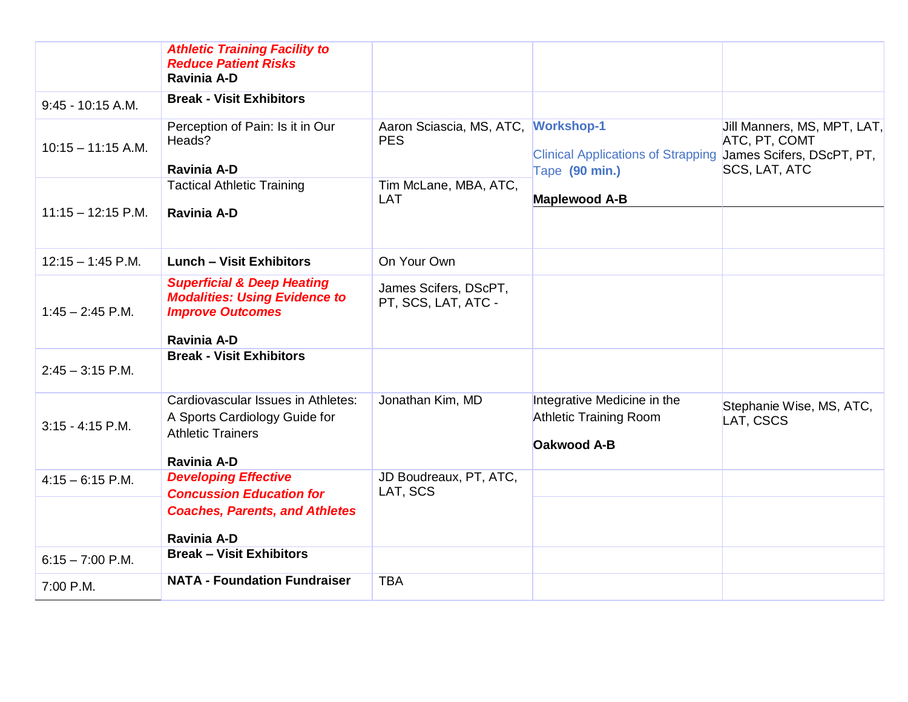| | | | | |
|---|---|---|---|---|
| | ***Athletic Training Facility to Reduce Patient Risks*** **Ravinia A-D** | | | |
| 9:45 - 10:15 A.M. | **Break - Visit Exhibitors** | | | |
| 10:15 – 11:15 A.M. | Perception of Pain: Is it in Our Heads? **Ravinia A-D** | Aaron Sciascia, MS, ATC, PES | **Workshop-1** Clinical Applications of Strapping Tape **(90 min.)** **Maplewood A-B** | Jill Manners, MS, MPT, LAT, ATC, PT, COMT James Scifers, DScPT, PT, SCS, LAT, ATC |
| 11:15 – 12:15 P.M. | Tactical Athletic Training **Ravinia A-D** | Tim McLane, MBA, ATC, LAT | | |
| 12:15 – 1:45 P.M. | **Lunch – Visit Exhibitors** | On Your Own | | |
| 1:45 – 2:45 P.M. | ***Superficial & Deep Heating Modalities: Using Evidence to Improve Outcomes*** **Ravinia A-D** | James Scifers, DScPT, PT, SCS, LAT, ATC - | | |
| 2:45 – 3:15 P.M. | **Break - Visit Exhibitors** | | | |
| 3:15 - 4:15 P.M. | Cardiovascular Issues in Athletes: A Sports Cardiology Guide for Athletic Trainers **Ravinia A-D** | Jonathan Kim, MD | Integrative Medicine in the Athletic Training Room **Oakwood A-B** | Stephanie Wise, MS, ATC, LAT, CSCS |
| 4:15 – 6:15 P.M. | ***Developing Effective Concussion Education for Coaches, Parents, and Athletes*** **Ravinia A-D** | JD Boudreaux, PT, ATC, LAT, SCS | | |
| 6:15 – 7:00 P.M. | **Break – Visit Exhibitors** | | | |
| 7:00 P.M. | **NATA - Foundation Fundraiser** | TBA | | |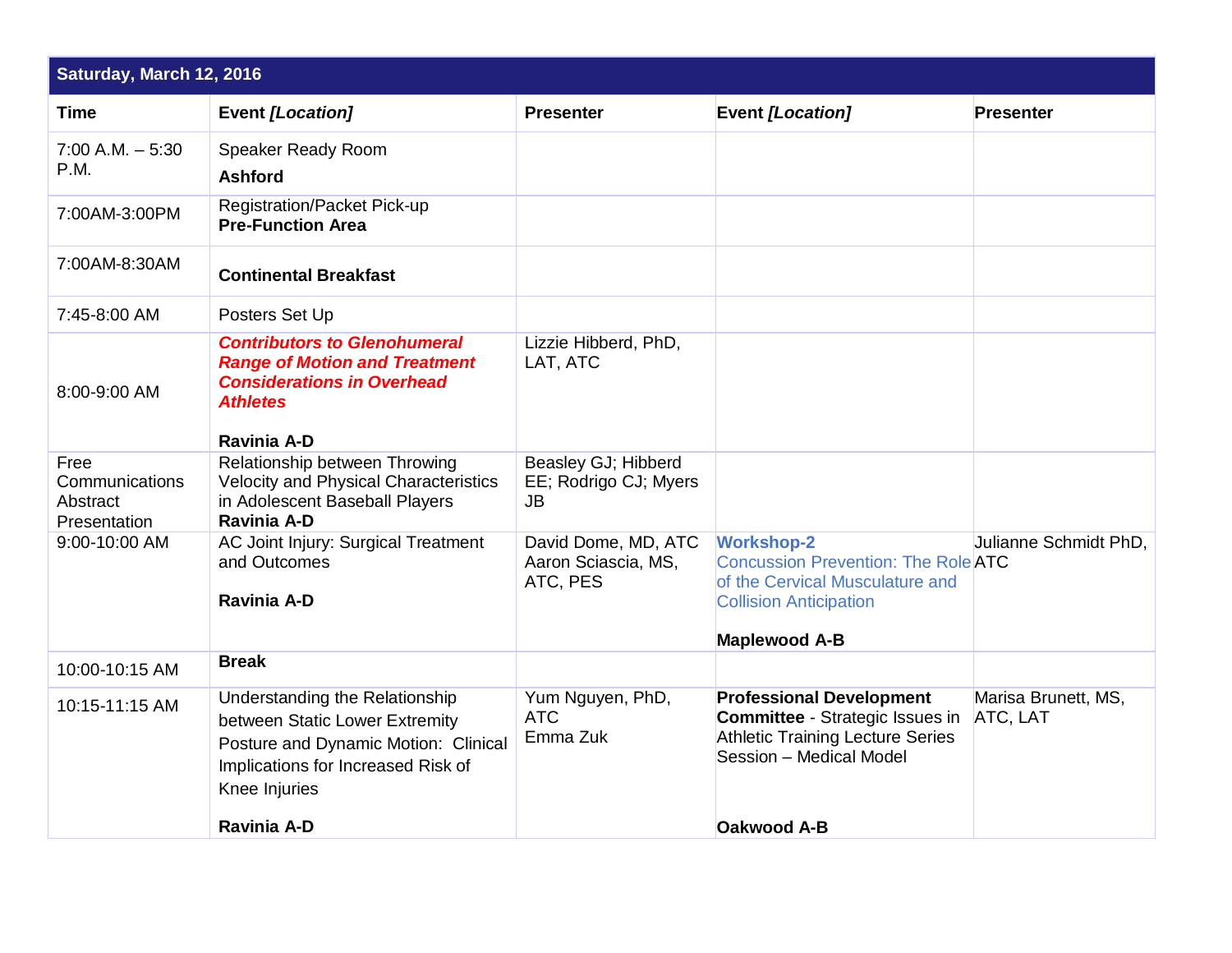| Saturday, March 12, 2016 | | | | |
|---|---|---|---|---|
| **Time** | **Event *[Location]*** | **Presenter** | **Event *[Location]*** | **Presenter** |
| 7:00 A.M. – 5:30 P.M. | Speaker Ready Room **Ashford** | | | |
| 7:00AM-3:00PM | Registration/Packet Pick-up **Pre-Function Area** | | | |
| 7:00AM-8:30AM | **Continental Breakfast** | | | |
| 7:45-8:00 AM | Posters Set Up | | | |
| 8:00-9:00 AM | ***Contributors to Glenohumeral Range of Motion and Treatment Considerations in Overhead Athletes*** **Ravinia A-D** | Lizzie Hibberd, PhD, LAT, ATC | | |
| Free Communications Abstract Presentation | Relationship between Throwing Velocity and Physical Characteristics in Adolescent Baseball Players **Ravinia A-D** | Beasley GJ; Hibberd EE; Rodrigo CJ; Myers JB | | |
| 9:00-10:00 AM | AC Joint Injury: Surgical Treatment and Outcomes **Ravinia A-D** | David Dome, MD, ATC Aaron Sciascia, MS, ATC, PES | **Workshop-2** Concussion Prevention: The Role of the Cervical Musculature and Collision Anticipation **Maplewood A-B** | Julianne Schmidt PhD, ATC |
| 10:00-10:15 AM | **Break** | | | |
| 10:15-11:15 AM | Understanding the Relationship between Static Lower Extremity Posture and Dynamic Motion: Clinical Implications for Increased Risk of Knee Injuries **Ravinia A-D** | Yum Nguyen, PhD, ATC Emma Zuk | **Professional Development Committee** - Strategic Issues in Athletic Training Lecture Series Session – Medical Model **Oakwood A-B** | Marisa Brunett, MS, ATC, LAT |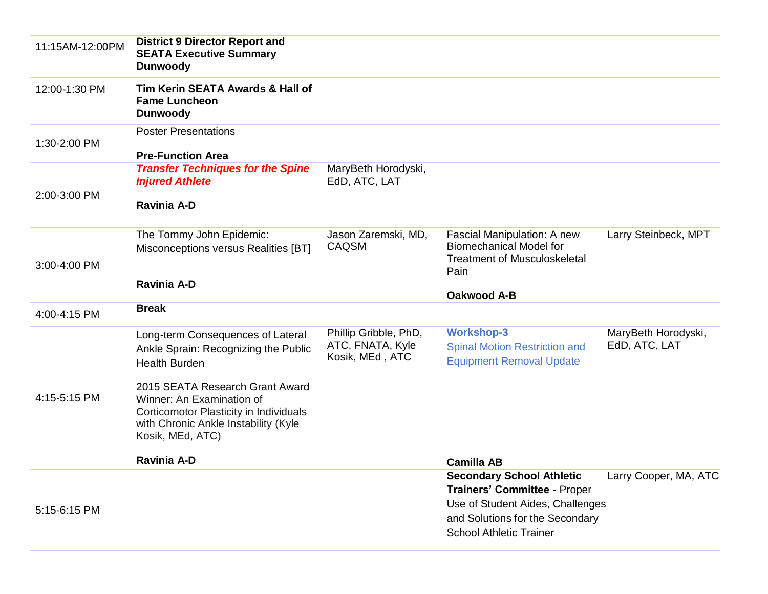| 11:15AM-12:00PM | **District 9 Director Report and SEATA Executive Summary Dunwoody** | | | |
|---|---|---|---|---|
| 12:00-1:30 PM | **Tim Kerin SEATA Awards & Hall of Fame Luncheon Dunwoody** | | | |
| 1:30-2:00 PM | Poster Presentations<br><br>**Pre-Function Area** | | | |
| 2:00-3:00 PM | ***Transfer Techniques for the Spine Injured Athlete***<br><br>**Ravinia A-D** | MaryBeth Horodyski, EdD, ATC, LAT | | |
| 3:00-4:00 PM | The Tommy John Epidemic: Misconceptions versus Realities [BT]<br><br>**Ravinia A-D** | Jason Zaremski, MD, CAQSM | Fascial Manipulation: A new Biomechanical Model for Treatment of Musculoskeletal Pain<br><br>**Oakwood A-B** | Larry Steinbeck, MPT |
| 4:00-4:15 PM | **Break** | | | |
| 4:15-5:15 PM | Long-term Consequences of Lateral Ankle Sprain: Recognizing the Public Health Burden<br><br>2015 SEATA Research Grant Award Winner: An Examination of Corticomotor Plasticity in Individuals with Chronic Ankle Instability (Kyle Kosik, MEd, ATC)<br><br>**Ravinia A-D** | Phillip Gribble, PhD, ATC, FNATA, Kyle Kosik, MEd , ATC | **Workshop-3**<br>Spinal Motion Restriction and Equipment Removal Update<br><br>**Camilla AB** | MaryBeth Horodyski, EdD, ATC, LAT |
| 5:15-6:15 PM | | | **Secondary School Athletic Trainers' Committee** - Proper Use of Student Aides, Challenges and Solutions for the Secondary School Athletic Trainer | Larry Cooper, MA, ATC |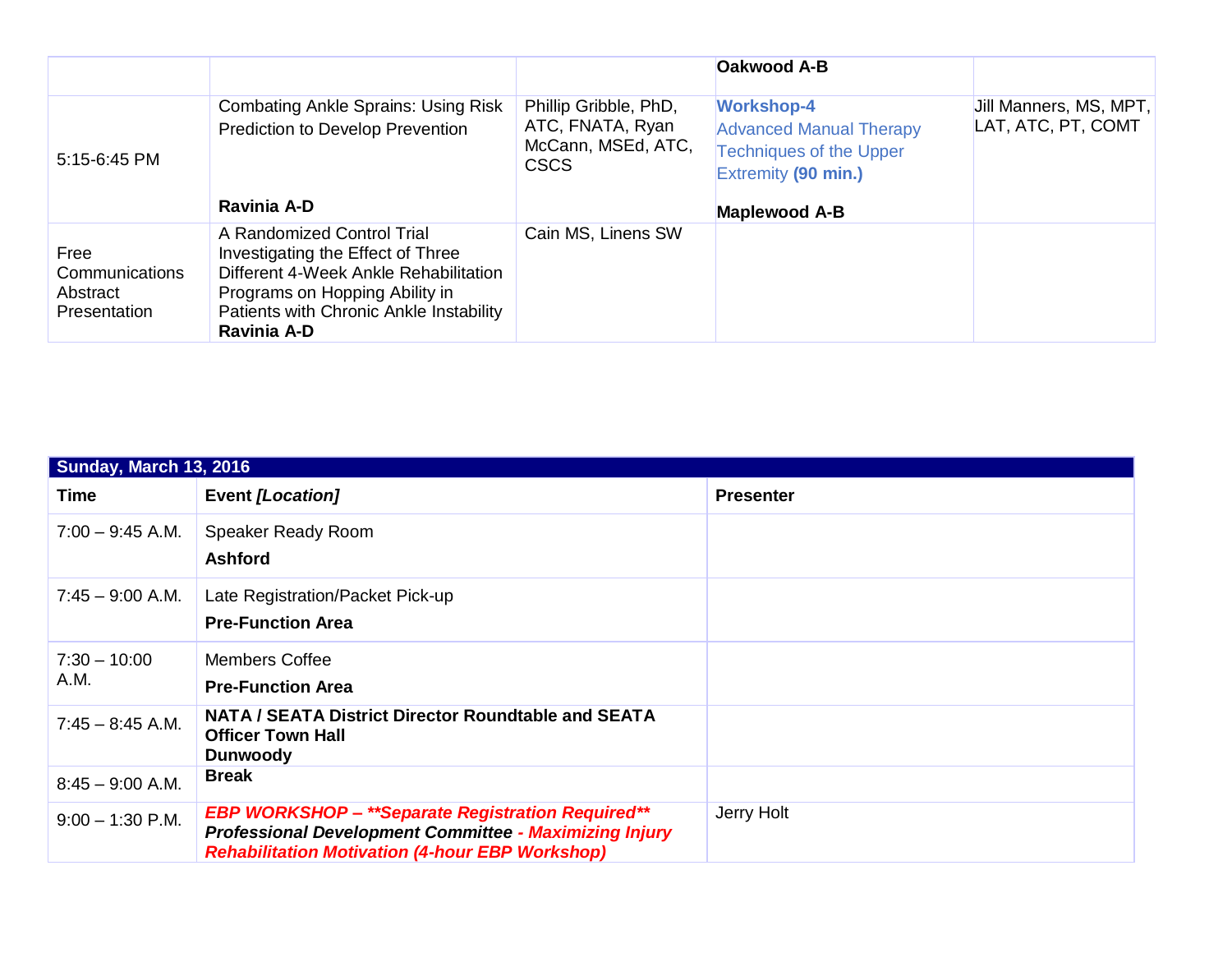| | | | | |
|---|---|---|---|---|
| | | | **Oakwood A-B** | |
| 5:15-6:45 PM | Combating Ankle Sprains: Using Risk Prediction to Develop Prevention<br><br>**Ravinia A-D** | Phillip Gribble, PhD, ATC, FNATA, Ryan McCann, MSEd, ATC, CSCS | **Workshop-4**<br>Advanced Manual Therapy Techniques of the Upper Extremity **(90 min.)**<br><br>**Maplewood A-B** | Jill Manners, MS, MPT, LAT, ATC, PT, COMT |
| Free Communications Abstract Presentation | A Randomized Control Trial Investigating the Effect of Three Different 4-Week Ankle Rehabilitation Programs on Hopping Ability in Patients with Chronic Ankle Instability<br>**Ravinia A-D** | Cain MS, Linens SW | | |

| **Sunday, March 13, 2016** | | |
|---|---|---|
| **Time** | **Event *[Location]*** | **Presenter** |
| 7:00 – 9:45 A.M. | Speaker Ready Room<br>**Ashford** | |
| 7:45 – 9:00 A.M. | Late Registration/Packet Pick-up<br>**Pre-Function Area** | |
| 7:30 – 10:00 A.M. | Members Coffee<br>**Pre-Function Area** | |
| 7:45 – 8:45 A.M. | **NATA / SEATA District Director Roundtable and SEATA Officer Town Hall**<br>**Dunwoody** | |
| 8:45 – 9:00 A.M. | **Break** | |
| 9:00 – 1:30 P.M. | ***EBP WORKSHOP – **Separate Registration Required*****<br>***Professional Development Committee - Maximizing Injury Rehabilitation Motivation (4-hour EBP Workshop)*** | Jerry Holt |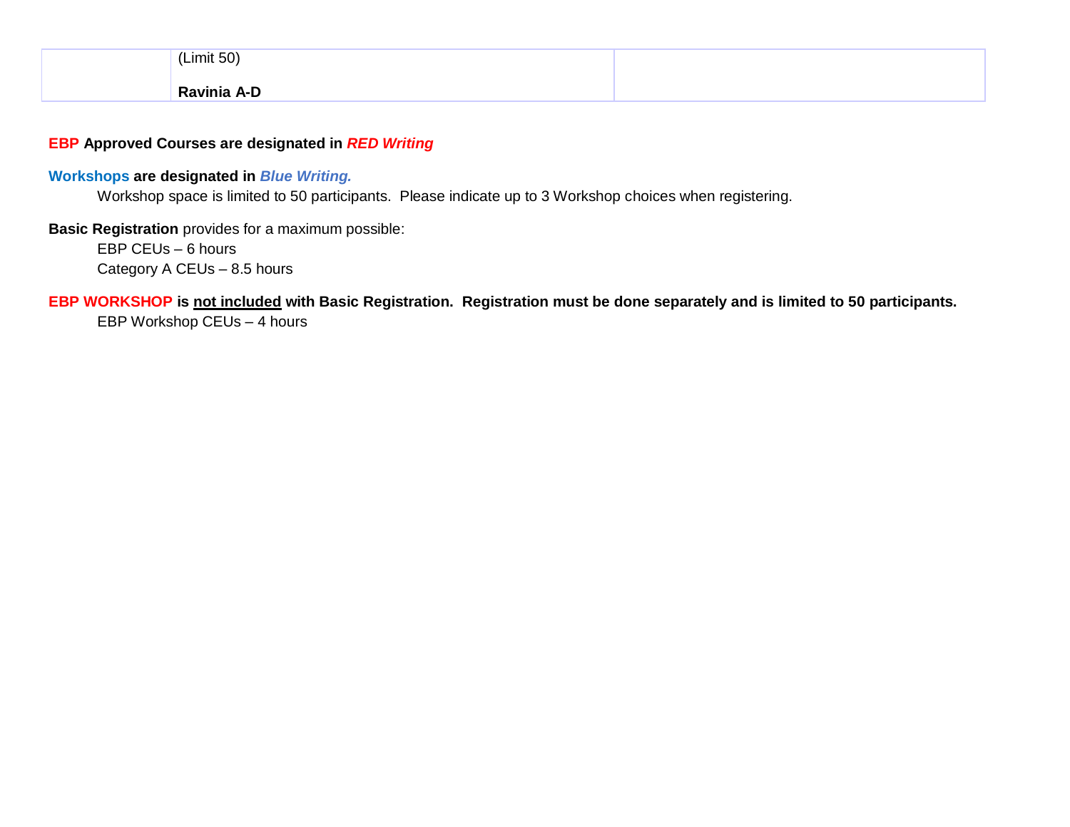| | | |
|---|---|---|
| | (Limit 50)<br><br>**Ravinia A-D** | |

**EBP Approved Courses are designated in *RED Writing***

**Workshops are designated in *Blue Writing.***

Workshop space is limited to 50 participants. Please indicate up to 3 Workshop choices when registering.

**Basic Registration** provides for a maximum possible:

EBP CEUs – 6 hours
Category A CEUs – 8.5 hours

**EBP WORKSHOP is not included with Basic Registration. Registration must be done separately and is limited to 50 participants.**

EBP Workshop CEUs – 4 hours